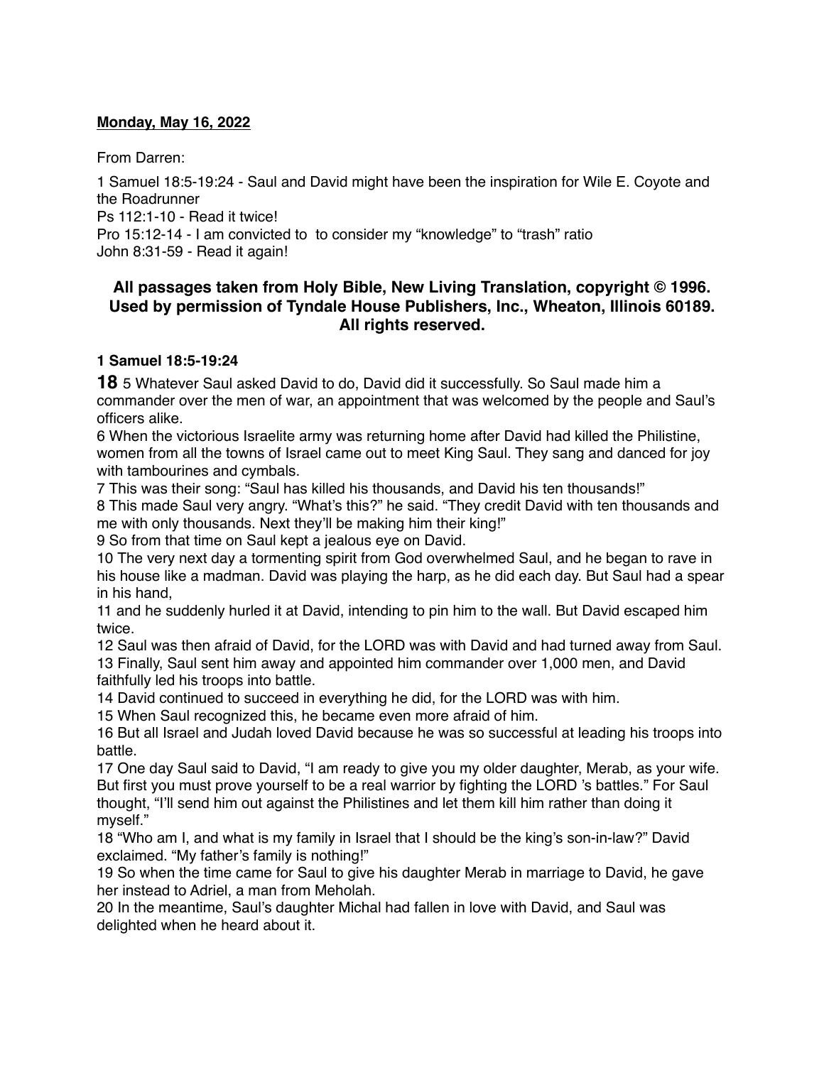**Monday, May 16, 2022**

From Darren:

1 Samuel 18:5-19:24 - Saul and David might have been the inspiration for Wile E. Coyote and the Roadrunner
Ps 112:1-10 - Read it twice!
Pro 15:12-14 - I am convicted to  to consider my "knowledge" to "trash" ratio
John 8:31-59 - Read it again!

### All passages taken from Holy Bible, New Living Translation, copyright © 1996. Used by permission of Tyndale House Publishers, Inc., Wheaton, Illinois 60189. All rights reserved.

**1 Samuel 18:5-19:24**

**18** 5 Whatever Saul asked David to do, David did it successfully. So Saul made him a commander over the men of war, an appointment that was welcomed by the people and Saul's officers alike.
6 When the victorious Israelite army was returning home after David had killed the Philistine, women from all the towns of Israel came out to meet King Saul. They sang and danced for joy with tambourines and cymbals.
7 This was their song: "Saul has killed his thousands, and David his ten thousands!"
8 This made Saul very angry. "What's this?" he said. "They credit David with ten thousands and me with only thousands. Next they'll be making him their king!"
9 So from that time on Saul kept a jealous eye on David.
10 The very next day a tormenting spirit from God overwhelmed Saul, and he began to rave in his house like a madman. David was playing the harp, as he did each day. But Saul had a spear in his hand,
11 and he suddenly hurled it at David, intending to pin him to the wall. But David escaped him twice.
12 Saul was then afraid of David, for the LORD was with David and had turned away from Saul.
13 Finally, Saul sent him away and appointed him commander over 1,000 men, and David faithfully led his troops into battle.
14 David continued to succeed in everything he did, for the LORD was with him.
15 When Saul recognized this, he became even more afraid of him.
16 But all Israel and Judah loved David because he was so successful at leading his troops into battle.
17 One day Saul said to David, "I am ready to give you my older daughter, Merab, as your wife. But first you must prove yourself to be a real warrior by fighting the LORD 's battles." For Saul thought, "I'll send him out against the Philistines and let them kill him rather than doing it myself."
18 "Who am I, and what is my family in Israel that I should be the king's son-in-law?" David exclaimed. "My father's family is nothing!"
19 So when the time came for Saul to give his daughter Merab in marriage to David, he gave her instead to Adriel, a man from Meholah.
20 In the meantime, Saul's daughter Michal had fallen in love with David, and Saul was delighted when he heard about it.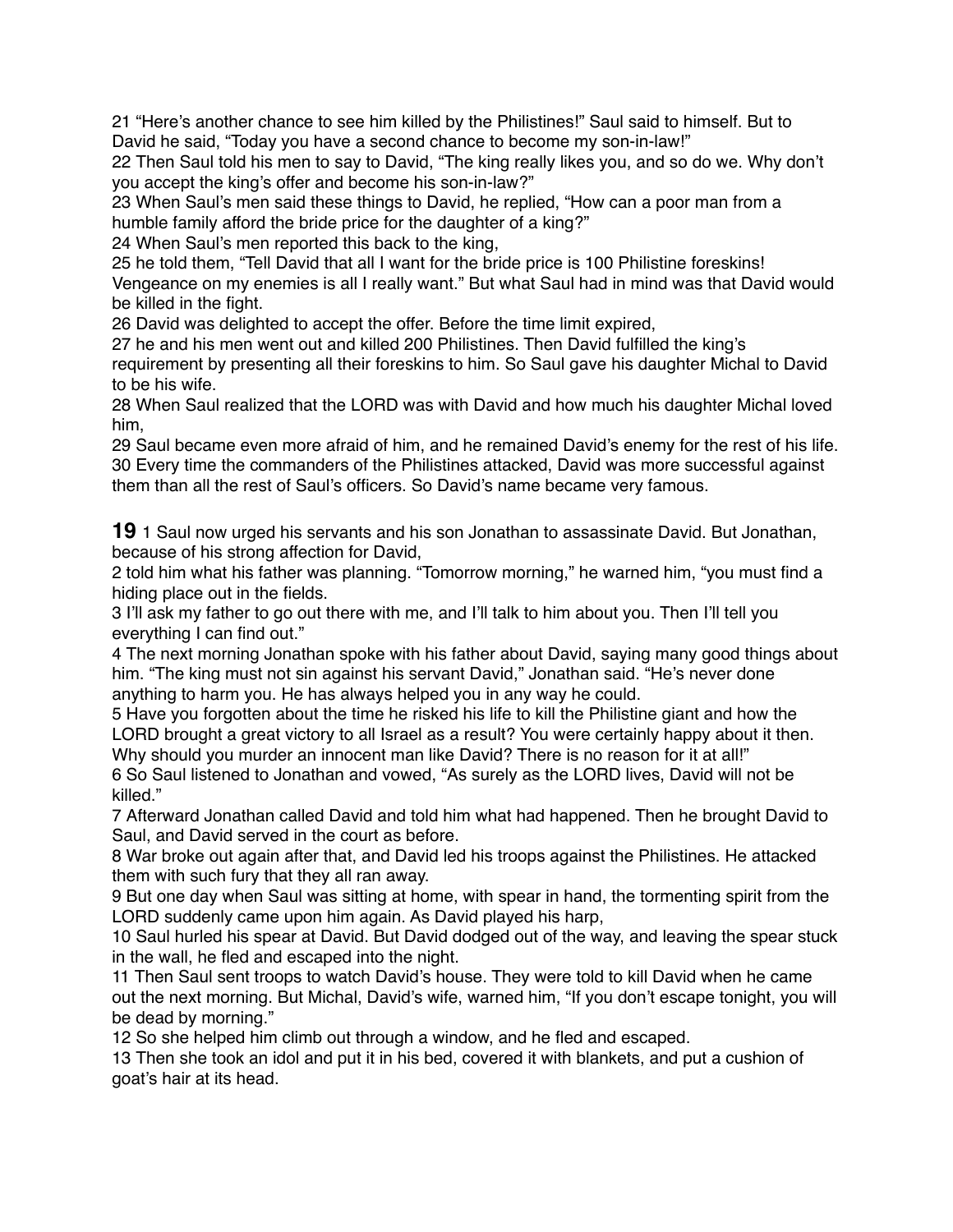21 “Here’s another chance to see him killed by the Philistines!” Saul said to himself. But to David he said, “Today you have a second chance to become my son-in-law!”
22 Then Saul told his men to say to David, “The king really likes you, and so do we. Why don’t you accept the king’s offer and become his son-in-law?”
23 When Saul’s men said these things to David, he replied, “How can a poor man from a humble family afford the bride price for the daughter of a king?”
24 When Saul’s men reported this back to the king,
25 he told them, “Tell David that all I want for the bride price is 100 Philistine foreskins! Vengeance on my enemies is all I really want.” But what Saul had in mind was that David would be killed in the fight.
26 David was delighted to accept the offer. Before the time limit expired,
27 he and his men went out and killed 200 Philistines. Then David fulfilled the king’s requirement by presenting all their foreskins to him. So Saul gave his daughter Michal to David to be his wife.
28 When Saul realized that the LORD was with David and how much his daughter Michal loved him,
29 Saul became even more afraid of him, and he remained David’s enemy for the rest of his life.
30 Every time the commanders of the Philistines attacked, David was more successful against them than all the rest of Saul’s officers. So David’s name became very famous.

**19** 1 Saul now urged his servants and his son Jonathan to assassinate David. But Jonathan, because of his strong affection for David,
2 told him what his father was planning. “Tomorrow morning,” he warned him, “you must find a hiding place out in the fields.
3 I’ll ask my father to go out there with me, and I’ll talk to him about you. Then I’ll tell you everything I can find out.”
4 The next morning Jonathan spoke with his father about David, saying many good things about him. “The king must not sin against his servant David,” Jonathan said. “He’s never done anything to harm you. He has always helped you in any way he could.
5 Have you forgotten about the time he risked his life to kill the Philistine giant and how the LORD brought a great victory to all Israel as a result? You were certainly happy about it then. Why should you murder an innocent man like David? There is no reason for it at all!”
6 So Saul listened to Jonathan and vowed, “As surely as the LORD lives, David will not be killed.”
7 Afterward Jonathan called David and told him what had happened. Then he brought David to Saul, and David served in the court as before.
8 War broke out again after that, and David led his troops against the Philistines. He attacked them with such fury that they all ran away.
9 But one day when Saul was sitting at home, with spear in hand, the tormenting spirit from the LORD suddenly came upon him again. As David played his harp,
10 Saul hurled his spear at David. But David dodged out of the way, and leaving the spear stuck in the wall, he fled and escaped into the night.
11 Then Saul sent troops to watch David’s house. They were told to kill David when he came out the next morning. But Michal, David’s wife, warned him, “If you don’t escape tonight, you will be dead by morning.”
12 So she helped him climb out through a window, and he fled and escaped.
13 Then she took an idol and put it in his bed, covered it with blankets, and put a cushion of goat’s hair at its head.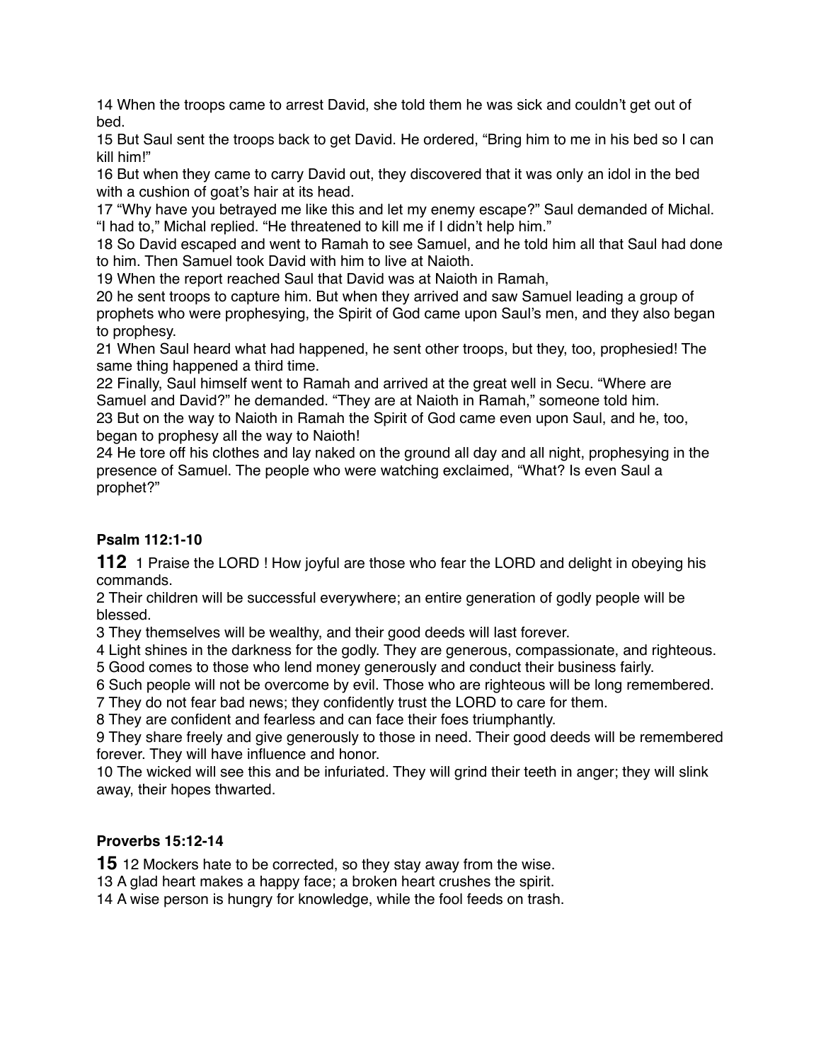14 When the troops came to arrest David, she told them he was sick and couldn't get out of bed.
15 But Saul sent the troops back to get David. He ordered, "Bring him to me in his bed so I can kill him!"
16 But when they came to carry David out, they discovered that it was only an idol in the bed with a cushion of goat's hair at its head.
17 "Why have you betrayed me like this and let my enemy escape?" Saul demanded of Michal. "I had to," Michal replied. "He threatened to kill me if I didn't help him."
18 So David escaped and went to Ramah to see Samuel, and he told him all that Saul had done to him. Then Samuel took David with him to live at Naioth.
19 When the report reached Saul that David was at Naioth in Ramah,
20 he sent troops to capture him. But when they arrived and saw Samuel leading a group of prophets who were prophesying, the Spirit of God came upon Saul's men, and they also began to prophesy.
21 When Saul heard what had happened, he sent other troops, but they, too, prophesied! The same thing happened a third time.
22 Finally, Saul himself went to Ramah and arrived at the great well in Secu. "Where are Samuel and David?" he demanded. "They are at Naioth in Ramah," someone told him.
23 But on the way to Naioth in Ramah the Spirit of God came even upon Saul, and he, too, began to prophesy all the way to Naioth!
24 He tore off his clothes and lay naked on the ground all day and all night, prophesying in the presence of Samuel. The people who were watching exclaimed, "What? Is even Saul a prophet?"

### Psalm 112:1-10

**112** 1 Praise the LORD ! How joyful are those who fear the LORD and delight in obeying his commands.
2 Their children will be successful everywhere; an entire generation of godly people will be blessed.
3 They themselves will be wealthy, and their good deeds will last forever.
4 Light shines in the darkness for the godly. They are generous, compassionate, and righteous.
5 Good comes to those who lend money generously and conduct their business fairly.
6 Such people will not be overcome by evil. Those who are righteous will be long remembered.
7 They do not fear bad news; they confidently trust the LORD to care for them.
8 They are confident and fearless and can face their foes triumphantly.
9 They share freely and give generously to those in need. Their good deeds will be remembered forever. They will have influence and honor.
10 The wicked will see this and be infuriated. They will grind their teeth in anger; they will slink away, their hopes thwarted.

### Proverbs 15:12-14

**15** 12 Mockers hate to be corrected, so they stay away from the wise.
13 A glad heart makes a happy face; a broken heart crushes the spirit.
14 A wise person is hungry for knowledge, while the fool feeds on trash.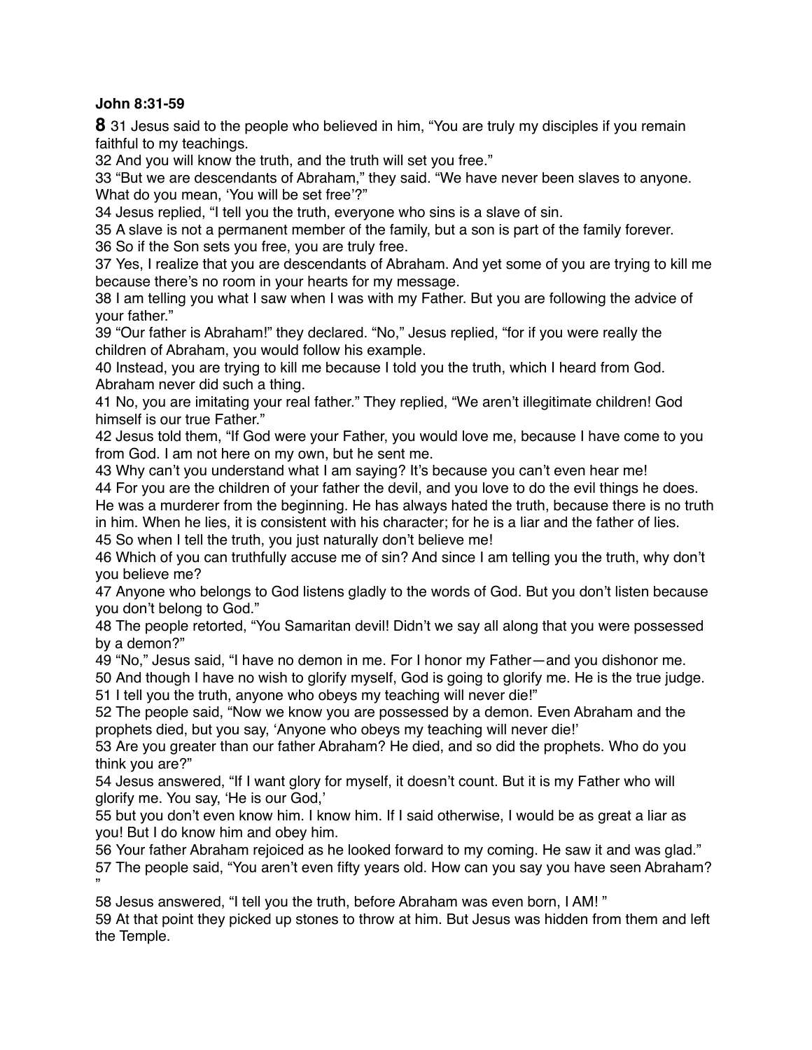**John 8:31-59**

**8** 31 Jesus said to the people who believed in him, “You are truly my disciples if you remain faithful to my teachings.

32 And you will know the truth, and the truth will set you free.”

33 “But we are descendants of Abraham,” they said. “We have never been slaves to anyone. What do you mean, ‘You will be set free’?”

34 Jesus replied, “I tell you the truth, everyone who sins is a slave of sin.

35 A slave is not a permanent member of the family, but a son is part of the family forever.

36 So if the Son sets you free, you are truly free.

37 Yes, I realize that you are descendants of Abraham. And yet some of you are trying to kill me because there’s no room in your hearts for my message.

38 I am telling you what I saw when I was with my Father. But you are following the advice of your father.”

39 “Our father is Abraham!” they declared. “No,” Jesus replied, “for if you were really the children of Abraham, you would follow his example.

40 Instead, you are trying to kill me because I told you the truth, which I heard from God. Abraham never did such a thing.

41 No, you are imitating your real father.” They replied, “We aren’t illegitimate children! God himself is our true Father.”

42 Jesus told them, “If God were your Father, you would love me, because I have come to you from God. I am not here on my own, but he sent me.

43 Why can’t you understand what I am saying? It’s because you can’t even hear me!

44 For you are the children of your father the devil, and you love to do the evil things he does. He was a murderer from the beginning. He has always hated the truth, because there is no truth in him. When he lies, it is consistent with his character; for he is a liar and the father of lies.

45 So when I tell the truth, you just naturally don’t believe me!

46 Which of you can truthfully accuse me of sin? And since I am telling you the truth, why don’t you believe me?

47 Anyone who belongs to God listens gladly to the words of God. But you don’t listen because you don’t belong to God.”

48 The people retorted, “You Samaritan devil! Didn’t we say all along that you were possessed by a demon?”

49 “No,” Jesus said, “I have no demon in me. For I honor my Father—and you dishonor me.

50 And though I have no wish to glorify myself, God is going to glorify me. He is the true judge.

51 I tell you the truth, anyone who obeys my teaching will never die!”

52 The people said, “Now we know you are possessed by a demon. Even Abraham and the prophets died, but you say, ‘Anyone who obeys my teaching will never die!’

53 Are you greater than our father Abraham? He died, and so did the prophets. Who do you think you are?”

54 Jesus answered, “If I want glory for myself, it doesn’t count. But it is my Father who will glorify me. You say, ‘He is our God,’

55 but you don’t even know him. I know him. If I said otherwise, I would be as great a liar as you! But I do know him and obey him.

56 Your father Abraham rejoiced as he looked forward to my coming. He saw it and was glad.”

57 The people said, “You aren’t even fifty years old. How can you say you have seen Abraham? ”

58 Jesus answered, “I tell you the truth, before Abraham was even born, I AM! ”

59 At that point they picked up stones to throw at him. But Jesus was hidden from them and left the Temple.